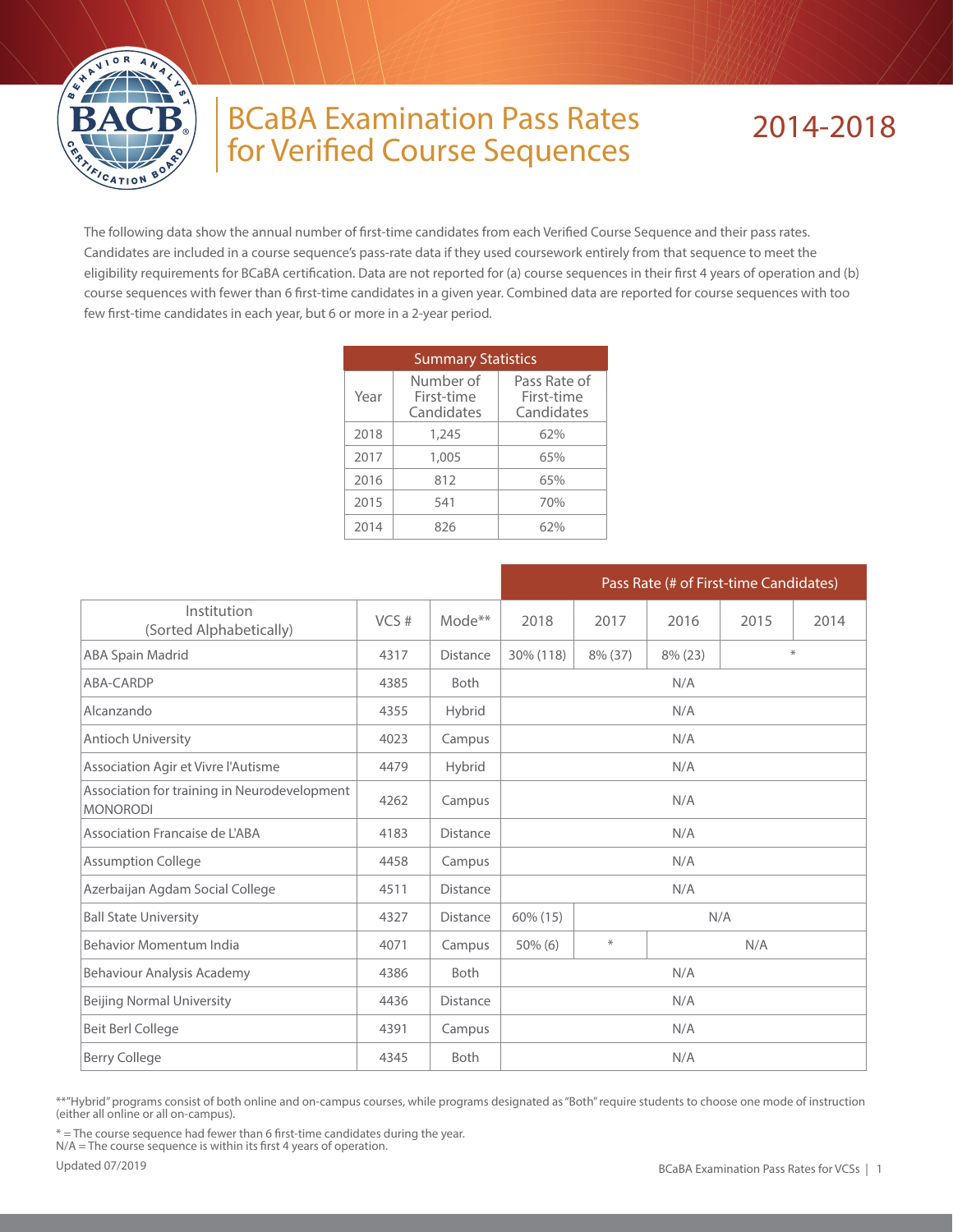# BCaBA Examination Pass Rates for Verified Course Sequences

## 2014-2018

The following data show the annual number of first-time candidates from each Verified Course Sequence and their pass rates. Candidates are included in a course sequence's pass-rate data if they used coursework entirely from that sequence to meet the eligibility requirements for BCaBA certification. Data are not reported for (a) course sequences in their first 4 years of operation and (b) course sequences with fewer than 6 first-time candidates in a given year. Combined data are reported for course sequences with too few first-time candidates in each year, but 6 or more in a 2-year period.

| Summary Statistics | | |
|---|---|---|
| Year | Number of First-time Candidates | Pass Rate of First-time Candidates |
| 2018 | 1,245 | 62% |
| 2017 | 1,005 | 65% |
| 2016 | 812 | 65% |
| 2015 | 541 | 70% |
| 2014 | 826 | 62% |

| | | | Pass Rate (# of First-time Candidates) | | | | |
|---|---|---|---|---|---|---|---|
| Institution (Sorted Alphabetically) | VCS # | Mode** | 2018 | 2017 | 2016 | 2015 | 2014 |
| ABA Spain Madrid | 4317 | Distance | 30% (118) | 8% (37) | 8% (23) | * | |
| ABA-CARDP | 4385 | Both | N/A | | | | |
| Alcanzando | 4355 | Hybrid | N/A | | | | |
| Antioch University | 4023 | Campus | N/A | | | | |
| Association Agir et Vivre l'Autisme | 4479 | Hybrid | N/A | | | | |
| Association for training in Neurodevelopment MONORODI | 4262 | Campus | N/A | | | | |
| Association Francaise de L'ABA | 4183 | Distance | N/A | | | | |
| Assumption College | 4458 | Campus | N/A | | | | |
| Azerbaijan Agdam Social College | 4511 | Distance | N/A | | | | |
| Ball State University | 4327 | Distance | 60% (15) | N/A | | | |
| Behavior Momentum India | 4071 | Campus | 50% (6) | * | N/A | | |
| Behaviour Analysis Academy | 4386 | Both | N/A | | | | |
| Beijing Normal University | 4436 | Distance | N/A | | | | |
| Beit Berl College | 4391 | Campus | N/A | | | | |
| Berry College | 4345 | Both | N/A | | | | |

**"Hybrid" programs consist of both online and on-campus courses, while programs designated as "Both" require students to choose one mode of instruction (either all online or all on-campus).

* = The course sequence had fewer than 6 first-time candidates during the year.
N/A = The course sequence is within its first 4 years of operation.

Updated 07/2019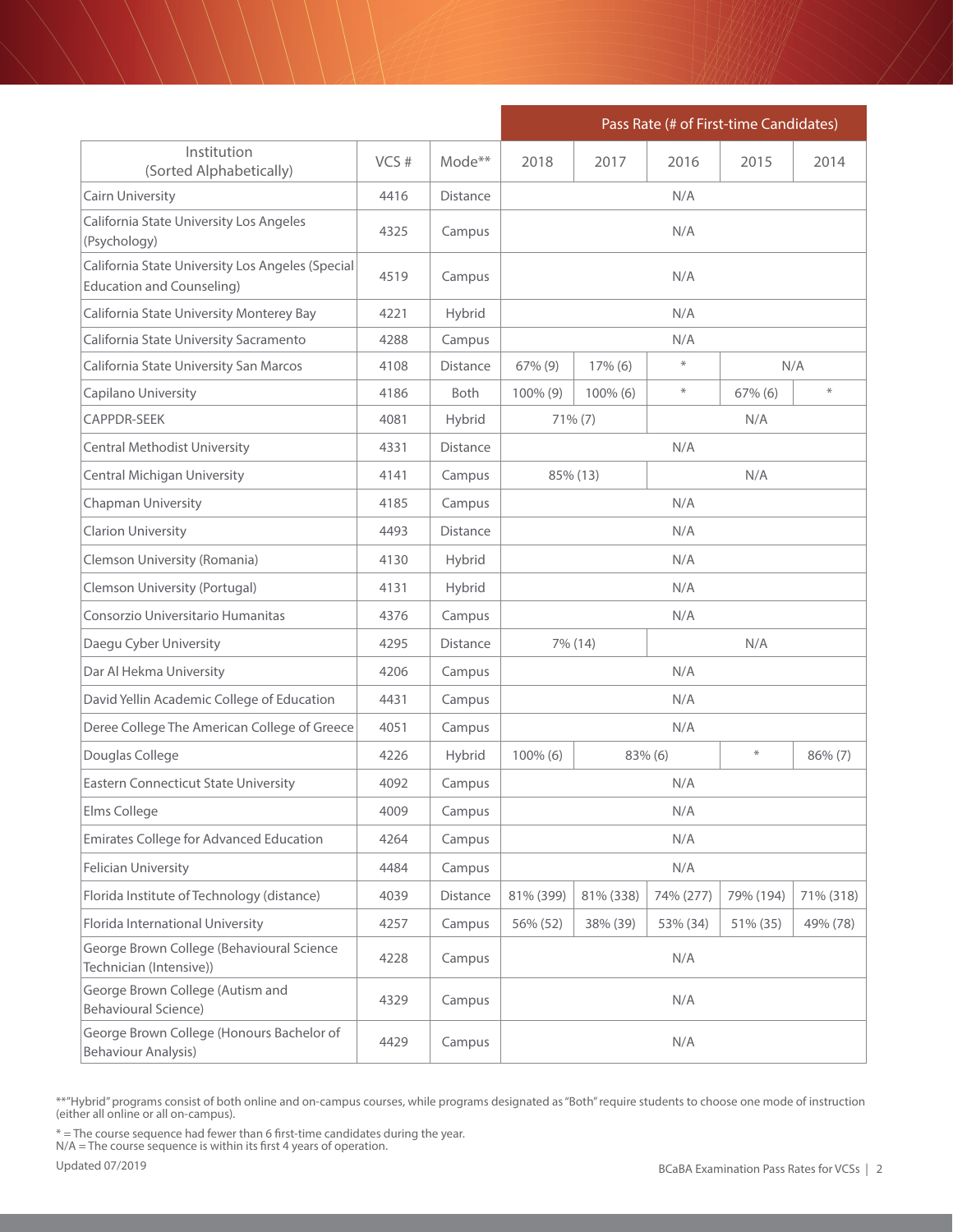| Institution (Sorted Alphabetically) | VCS # | Mode** | Pass Rate (# of First-time Candidates) | | | | |
|---|---|---|---|---|---|---|---|
| | | | 2018 | 2017 | 2016 | 2015 | 2014 |
| Cairn University | 4416 | Distance | N/A | | | | |
| California State University Los Angeles (Psychology) | 4325 | Campus | N/A | | | | |
| California State University Los Angeles (Special Education and Counseling) | 4519 | Campus | N/A | | | | |
| California State University Monterey Bay | 4221 | Hybrid | N/A | | | | |
| California State University Sacramento | 4288 | Campus | N/A | | | | |
| California State University San Marcos | 4108 | Distance | 67% (9) | 17% (6) | * | N/A | |
| Capilano University | 4186 | Both | 100% (9) | 100% (6) | * | 67% (6) | * |
| CAPPDR-SEEK | 4081 | Hybrid | 71% (7) | | N/A | | |
| Central Methodist University | 4331 | Distance | N/A | | | | |
| Central Michigan University | 4141 | Campus | 85% (13) | | N/A | | |
| Chapman University | 4185 | Campus | N/A | | | | |
| Clarion University | 4493 | Distance | N/A | | | | |
| Clemson University (Romania) | 4130 | Hybrid | N/A | | | | |
| Clemson University (Portugal) | 4131 | Hybrid | N/A | | | | |
| Consorzio Universitario Humanitas | 4376 | Campus | N/A | | | | |
| Daegu Cyber University | 4295 | Distance | 7% (14) | | N/A | | |
| Dar Al Hekma University | 4206 | Campus | N/A | | | | |
| David Yellin Academic College of Education | 4431 | Campus | N/A | | | | |
| Deree College The American College of Greece | 4051 | Campus | N/A | | | | |
| Douglas College | 4226 | Hybrid | 100% (6) | 83% (6) | | * | 86% (7) |
| Eastern Connecticut State University | 4092 | Campus | N/A | | | | |
| Elms College | 4009 | Campus | N/A | | | | |
| Emirates College for Advanced Education | 4264 | Campus | N/A | | | | |
| Felician University | 4484 | Campus | N/A | | | | |
| Florida Institute of Technology (distance) | 4039 | Distance | 81% (399) | 81% (338) | 74% (277) | 79% (194) | 71% (318) |
| Florida International University | 4257 | Campus | 56% (52) | 38% (39) | 53% (34) | 51% (35) | 49% (78) |
| George Brown College (Behavioural Science Technician (Intensive)) | 4228 | Campus | N/A | | | | |
| George Brown College (Autism and Behavioural Science) | 4329 | Campus | N/A | | | | |
| George Brown College (Honours Bachelor of Behaviour Analysis) | 4429 | Campus | N/A | | | | |

**"Hybrid" programs consist of both online and on-campus courses, while programs designated as "Both" require students to choose one mode of instruction (either all online or all on-campus).

* = The course sequence had fewer than 6 first-time candidates during the year.
N/A = The course sequence is within its first 4 years of operation.

Updated 07/2019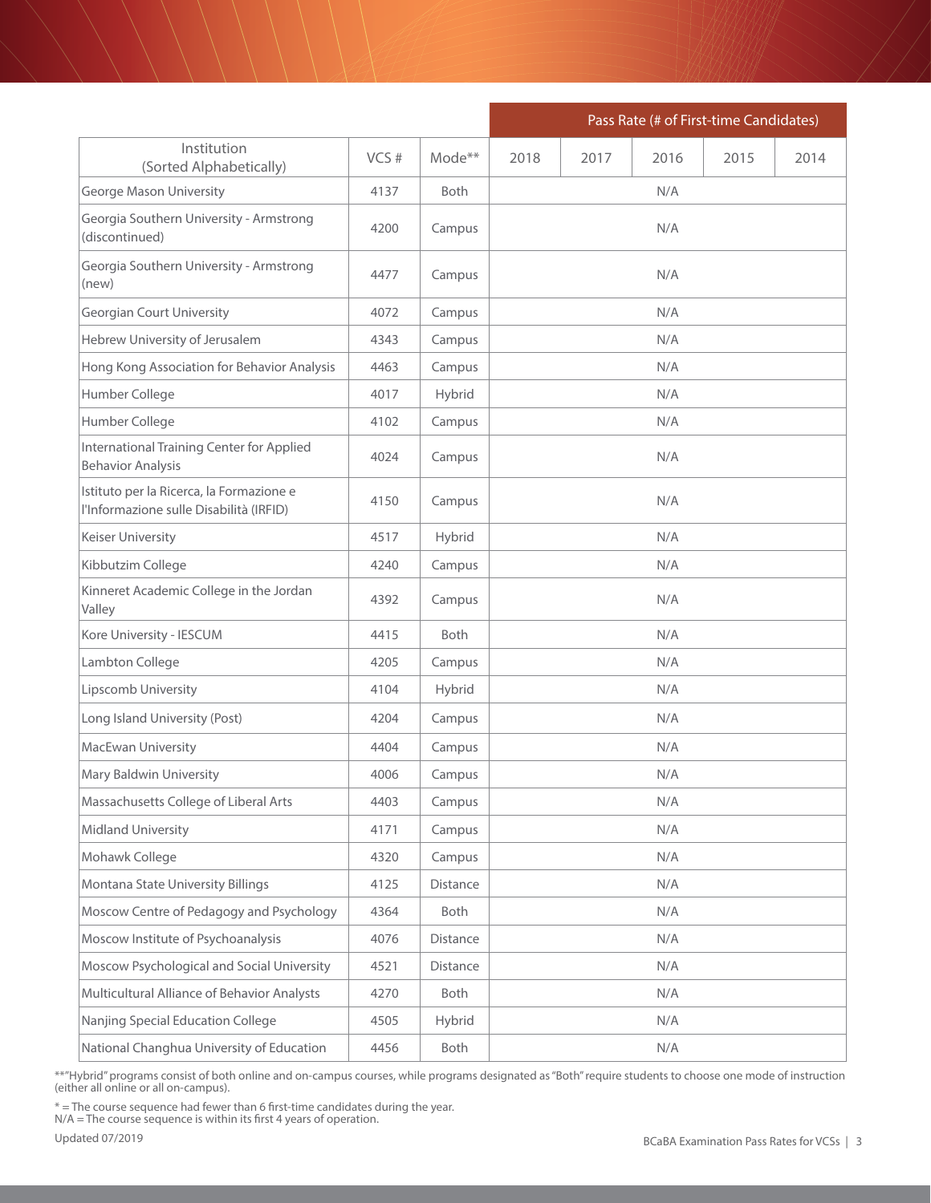| Institution (Sorted Alphabetically) | VCS # | Mode** | Pass Rate (# of First-time Candidates) | | | | |
|---|---|---|---|---|---|---|---|
| | | | 2018 | 2017 | 2016 | 2015 | 2014 |
| George Mason University | 4137 | Both | | | N/A | | |
| Georgia Southern University - Armstrong (discontinued) | 4200 | Campus | | | N/A | | |
| Georgia Southern University - Armstrong (new) | 4477 | Campus | | | N/A | | |
| Georgian Court University | 4072 | Campus | | | N/A | | |
| Hebrew University of Jerusalem | 4343 | Campus | | | N/A | | |
| Hong Kong Association for Behavior Analysis | 4463 | Campus | | | N/A | | |
| Humber College | 4017 | Hybrid | | | N/A | | |
| Humber College | 4102 | Campus | | | N/A | | |
| International Training Center for Applied Behavior Analysis | 4024 | Campus | | | N/A | | |
| Istituto per la Ricerca, la Formazione e l'Informazione sulle Disabilità (IRFID) | 4150 | Campus | | | N/A | | |
| Keiser University | 4517 | Hybrid | | | N/A | | |
| Kibbutzim College | 4240 | Campus | | | N/A | | |
| Kinneret Academic College in the Jordan Valley | 4392 | Campus | | | N/A | | |
| Kore University - IESCUM | 4415 | Both | | | N/A | | |
| Lambton College | 4205 | Campus | | | N/A | | |
| Lipscomb University | 4104 | Hybrid | | | N/A | | |
| Long Island University (Post) | 4204 | Campus | | | N/A | | |
| MacEwan University | 4404 | Campus | | | N/A | | |
| Mary Baldwin University | 4006 | Campus | | | N/A | | |
| Massachusetts College of Liberal Arts | 4403 | Campus | | | N/A | | |
| Midland University | 4171 | Campus | | | N/A | | |
| Mohawk College | 4320 | Campus | | | N/A | | |
| Montana State University Billings | 4125 | Distance | | | N/A | | |
| Moscow Centre of Pedagogy and Psychology | 4364 | Both | | | N/A | | |
| Moscow Institute of Psychoanalysis | 4076 | Distance | | | N/A | | |
| Moscow Psychological and Social University | 4521 | Distance | | | N/A | | |
| Multicultural Alliance of Behavior Analysts | 4270 | Both | | | N/A | | |
| Nanjing Special Education College | 4505 | Hybrid | | | N/A | | |
| National Changhua University of Education | 4456 | Both | | | N/A | | |

**"Hybrid" programs consist of both online and on-campus courses, while programs designated as "Both" require students to choose one mode of instruction (either all online or all on-campus).

* = The course sequence had fewer than 6 first-time candidates during the year.
N/A = The course sequence is within its first 4 years of operation.

Updated 07/2019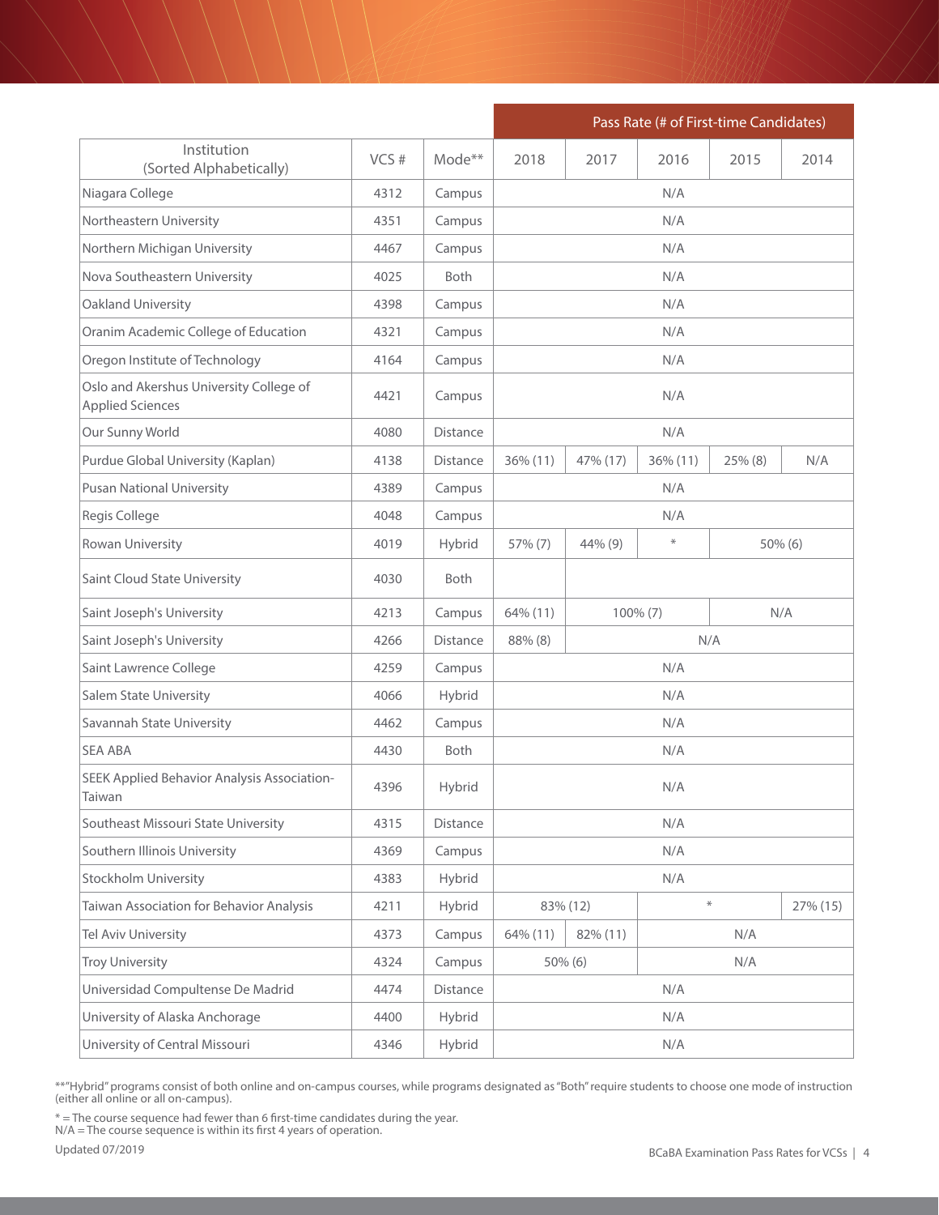| Institution (Sorted Alphabetically) | VCS # | Mode** | Pass Rate (# of First-time Candidates) | | | | |
|---|---|---|---|---|---|---|---|
| | | | 2018 | 2017 | 2016 | 2015 | 2014 |
| Niagara College | 4312 | Campus | N/A | | | | |
| Northeastern University | 4351 | Campus | N/A | | | | |
| Northern Michigan University | 4467 | Campus | N/A | | | | |
| Nova Southeastern University | 4025 | Both | N/A | | | | |
| Oakland University | 4398 | Campus | N/A | | | | |
| Oranim Academic College of Education | 4321 | Campus | N/A | | | | |
| Oregon Institute of Technology | 4164 | Campus | N/A | | | | |
| Oslo and Akershus University College of Applied Sciences | 4421 | Campus | N/A | | | | |
| Our Sunny World | 4080 | Distance | N/A | | | | |
| Purdue Global University (Kaplan) | 4138 | Distance | 36% (11) | 47% (17) | 36% (11) | 25% (8) | N/A |
| Pusan National University | 4389 | Campus | N/A | | | | |
| Regis College | 4048 | Campus | N/A | | | | |
| Rowan University | 4019 | Hybrid | 57% (7) | 44% (9) | * | 50% (6) | |
| Saint Cloud State University | 4030 | Both | | | | | |
| Saint Joseph's University | 4213 | Campus | 64% (11) | 100% (7) | | N/A | |
| Saint Joseph's University | 4266 | Distance | 88% (8) | N/A | | | |
| Saint Lawrence College | 4259 | Campus | N/A | | | | |
| Salem State University | 4066 | Hybrid | N/A | | | | |
| Savannah State University | 4462 | Campus | N/A | | | | |
| SEA ABA | 4430 | Both | N/A | | | | |
| SEEK Applied Behavior Analysis Association-Taiwan | 4396 | Hybrid | N/A | | | | |
| Southeast Missouri State University | 4315 | Distance | N/A | | | | |
| Southern Illinois University | 4369 | Campus | N/A | | | | |
| Stockholm University | 4383 | Hybrid | N/A | | | | |
| Taiwan Association for Behavior Analysis | 4211 | Hybrid | 83% (12) | | * | | 27% (15) |
| Tel Aviv University | 4373 | Campus | 64% (11) | 82% (11) | N/A | | |
| Troy University | 4324 | Campus | 50% (6) | | N/A | | |
| Universidad Compultense De Madrid | 4474 | Distance | N/A | | | | |
| University of Alaska Anchorage | 4400 | Hybrid | N/A | | | | |
| University of Central Missouri | 4346 | Hybrid | N/A | | | | |

**"Hybrid" programs consist of both online and on-campus courses, while programs designated as "Both" require students to choose one mode of instruction (either all online or all on-campus).

* = The course sequence had fewer than 6 first-time candidates during the year.
N/A = The course sequence is within its first 4 years of operation.

Updated 07/2019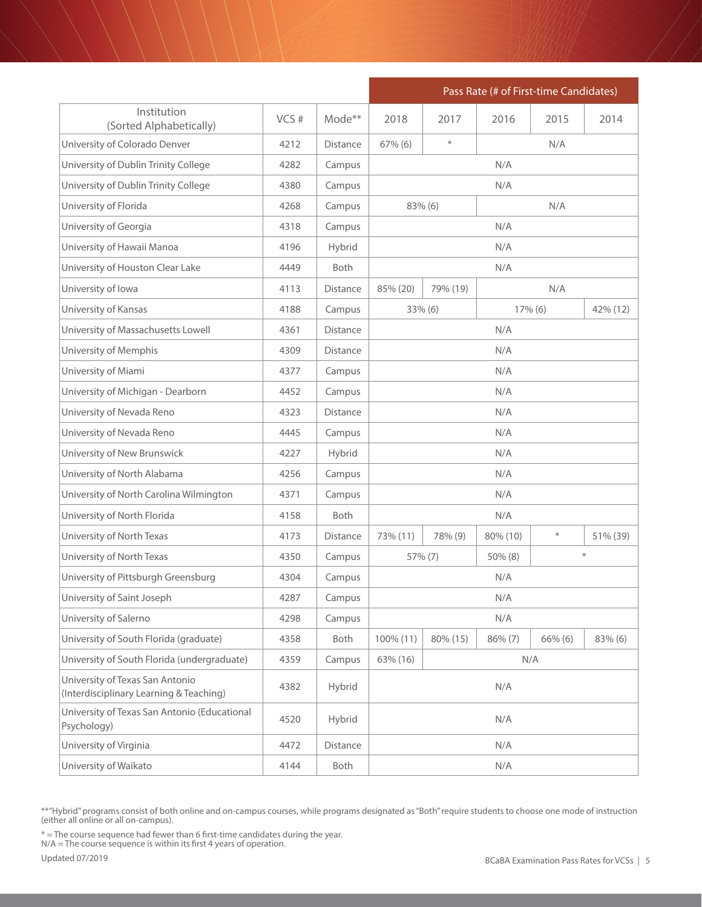| Institution (Sorted Alphabetically) | VCS # | Mode** | Pass Rate (# of First-time Candidates) | | | | |
|---|---|---|---|---|---|---|---|
| | | | 2018 | 2017 | 2016 | 2015 | 2014 |
| University of Colorado Denver | 4212 | Distance | 67% (6) | * | N/A | | |
| University of Dublin Trinity College | 4282 | Campus | N/A | | | | |
| University of Dublin Trinity College | 4380 | Campus | N/A | | | | |
| University of Florida | 4268 | Campus | 83% (6) | | N/A | | |
| University of Georgia | 4318 | Campus | N/A | | | | |
| University of Hawaii Manoa | 4196 | Hybrid | N/A | | | | |
| University of Houston Clear Lake | 4449 | Both | N/A | | | | |
| University of Iowa | 4113 | Distance | 85% (20) | 79% (19) | N/A | | |
| University of Kansas | 4188 | Campus | 33% (6) | | 17% (6) | | 42% (12) |
| University of Massachusetts Lowell | 4361 | Distance | N/A | | | | |
| University of Memphis | 4309 | Distance | N/A | | | | |
| University of Miami | 4377 | Campus | N/A | | | | |
| University of Michigan - Dearborn | 4452 | Campus | N/A | | | | |
| University of Nevada Reno | 4323 | Distance | N/A | | | | |
| University of Nevada Reno | 4445 | Campus | N/A | | | | |
| University of New Brunswick | 4227 | Hybrid | N/A | | | | |
| University of North Alabama | 4256 | Campus | N/A | | | | |
| University of North Carolina Wilmington | 4371 | Campus | N/A | | | | |
| University of North Florida | 4158 | Both | N/A | | | | |
| University of North Texas | 4173 | Distance | 73% (11) | 78% (9) | 80% (10) | * | 51% (39) |
| University of North Texas | 4350 | Campus | 57% (7) | | 50% (8) | * | |
| University of Pittsburgh Greensburg | 4304 | Campus | N/A | | | | |
| University of Saint Joseph | 4287 | Campus | N/A | | | | |
| University of Salerno | 4298 | Campus | N/A | | | | |
| University of South Florida (graduate) | 4358 | Both | 100% (11) | 80% (15) | 86% (7) | 66% (6) | 83% (6) |
| University of South Florida (undergraduate) | 4359 | Campus | 63% (16) | N/A | | | |
| University of Texas San Antonio (Interdisciplinary Learning & Teaching) | 4382 | Hybrid | N/A | | | | |
| University of Texas San Antonio (Educational Psychology) | 4520 | Hybrid | N/A | | | | |
| University of Virginia | 4472 | Distance | N/A | | | | |
| University of Waikato | 4144 | Both | N/A | | | | |

**"Hybrid" programs consist of both online and on-campus courses, while programs designated as "Both" require students to choose one mode of instruction (either all online or all on-campus).

* = The course sequence had fewer than 6 first-time candidates during the year.
N/A = The course sequence is within its first 4 years of operation.

Updated 07/2019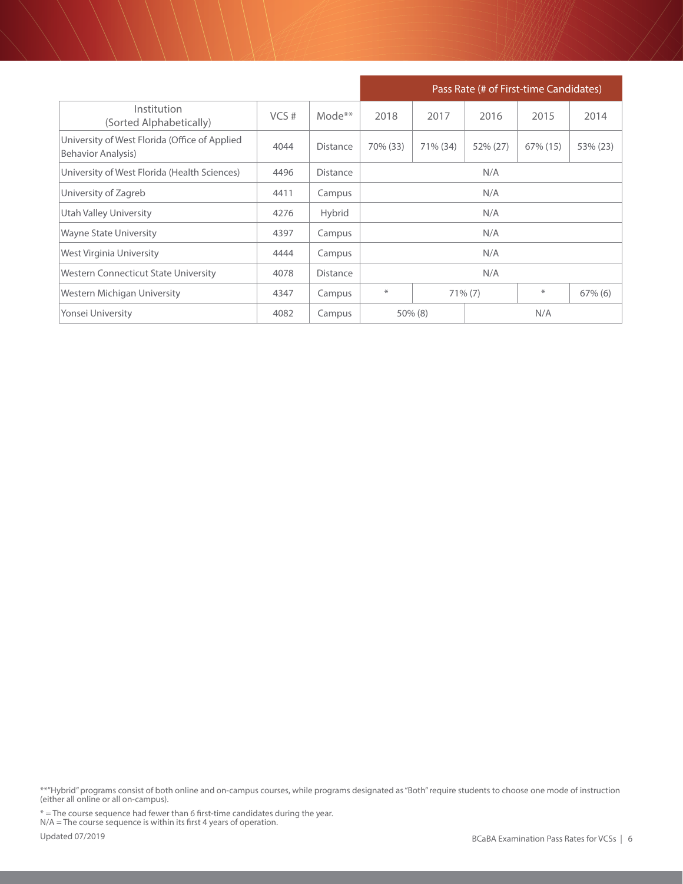| Institution (Sorted Alphabetically) | VCS # | Mode** | Pass Rate (# of First-time Candidates) | | | | |
|---|---|---|---|---|---|---|---|
| | | | 2018 | 2017 | 2016 | 2015 | 2014 |
| University of West Florida (Office of Applied Behavior Analysis) | 4044 | Distance | 70% (33) | 71% (34) | 52% (27) | 67% (15) | 53% (23) |
| University of West Florida (Health Sciences) | 4496 | Distance | N/A | | | | |
| University of Zagreb | 4411 | Campus | N/A | | | | |
| Utah Valley University | 4276 | Hybrid | N/A | | | | |
| Wayne State University | 4397 | Campus | N/A | | | | |
| West Virginia University | 4444 | Campus | N/A | | | | |
| Western Connecticut State University | 4078 | Distance | N/A | | | | |
| Western Michigan University | 4347 | Campus | * | 71% (7) | | * | 67% (6) |
| Yonsei University | 4082 | Campus | 50% (8) | | N/A | | |

**"Hybrid" programs consist of both online and on-campus courses, while programs designated as "Both" require students to choose one mode of instruction (either all online or all on-campus).

* = The course sequence had fewer than 6 first-time candidates during the year.
N/A = The course sequence is within its first 4 years of operation.

Updated 07/2019